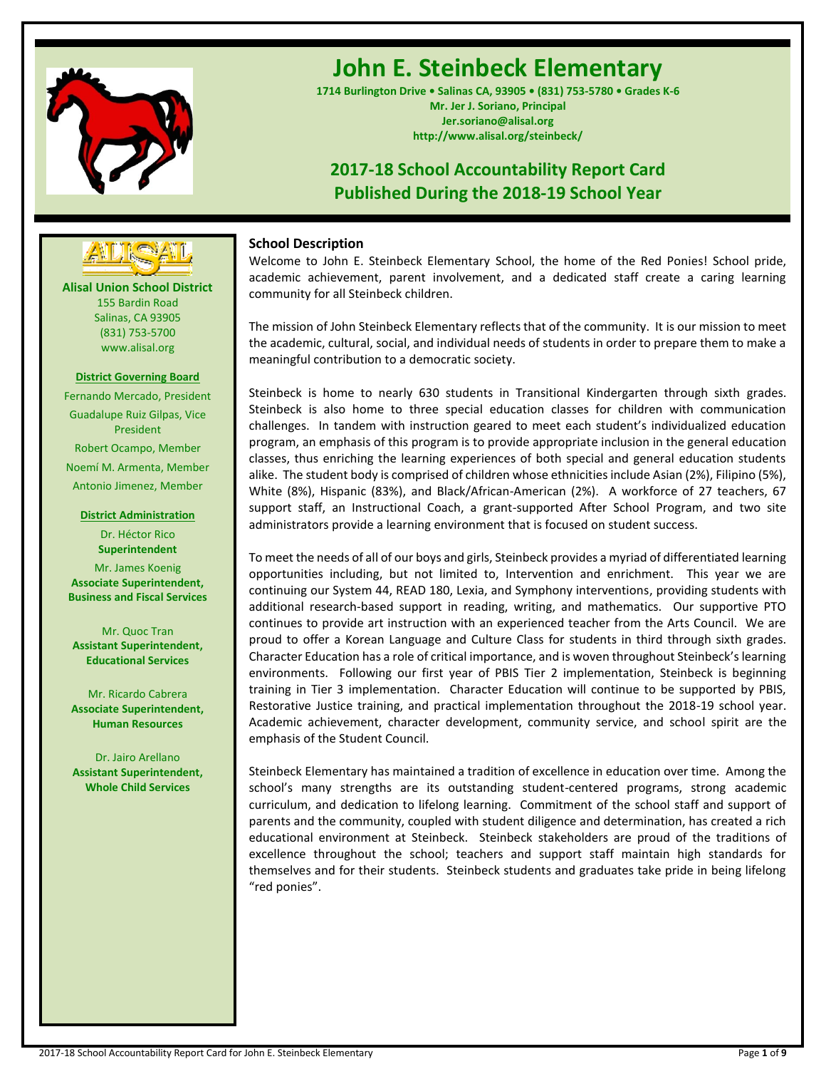# John E. Steinbeck Elementary

**1714 Burlington Drive • Salinas CA, 93905 • (831) 753-5780 • Grades K-6**
**Mr. Jer J. Soriano, Principal**
**Jer.soriano@alisal.org**
**http://www.alisal.org/steinbeck/**

## 2017-18 School Accountability Report Card
## Published During the 2018-19 School Year

**Alisal Union School District**
155 Bardin Road
Salinas, CA 93905
(831) 753-5700
www.alisal.org

**District Governing Board**

Fernando Mercado, President
Guadalupe Ruiz Gilpas, Vice President
Robert Ocampo, Member
Noemí M. Armenta, Member
Antonio Jimenez, Member

**District Administration**

Dr. Héctor Rico
**Superintendent**

Mr. James Koenig
**Associate Superintendent, Business and Fiscal Services**

Mr. Quoc Tran
**Assistant Superintendent, Educational Services**

Mr. Ricardo Cabrera
**Associate Superintendent, Human Resources**

Dr. Jairo Arellano
**Assistant Superintendent, Whole Child Services**

### School Description

Welcome to John E. Steinbeck Elementary School, the home of the Red Ponies! School pride, academic achievement, parent involvement, and a dedicated staff create a caring learning community for all Steinbeck children.

The mission of John Steinbeck Elementary reflects that of the community. It is our mission to meet the academic, cultural, social, and individual needs of students in order to prepare them to make a meaningful contribution to a democratic society.

Steinbeck is home to nearly 630 students in Transitional Kindergarten through sixth grades. Steinbeck is also home to three special education classes for children with communication challenges. In tandem with instruction geared to meet each student's individualized education program, an emphasis of this program is to provide appropriate inclusion in the general education classes, thus enriching the learning experiences of both special and general education students alike. The student body is comprised of children whose ethnicities include Asian (2%), Filipino (5%), White (8%), Hispanic (83%), and Black/African-American (2%). A workforce of 27 teachers, 67 support staff, an Instructional Coach, a grant-supported After School Program, and two site administrators provide a learning environment that is focused on student success.

To meet the needs of all of our boys and girls, Steinbeck provides a myriad of differentiated learning opportunities including, but not limited to, Intervention and enrichment. This year we are continuing our System 44, READ 180, Lexia, and Symphony interventions, providing students with additional research-based support in reading, writing, and mathematics. Our supportive PTO continues to provide art instruction with an experienced teacher from the Arts Council. We are proud to offer a Korean Language and Culture Class for students in third through sixth grades. Character Education has a role of critical importance, and is woven throughout Steinbeck's learning environments. Following our first year of PBIS Tier 2 implementation, Steinbeck is beginning training in Tier 3 implementation. Character Education will continue to be supported by PBIS, Restorative Justice training, and practical implementation throughout the 2018-19 school year. Academic achievement, character development, community service, and school spirit are the emphasis of the Student Council.

Steinbeck Elementary has maintained a tradition of excellence in education over time. Among the school's many strengths are its outstanding student-centered programs, strong academic curriculum, and dedication to lifelong learning. Commitment of the school staff and support of parents and the community, coupled with student diligence and determination, has created a rich educational environment at Steinbeck. Steinbeck stakeholders are proud of the traditions of excellence throughout the school; teachers and support staff maintain high standards for themselves and for their students. Steinbeck students and graduates take pride in being lifelong "red ponies".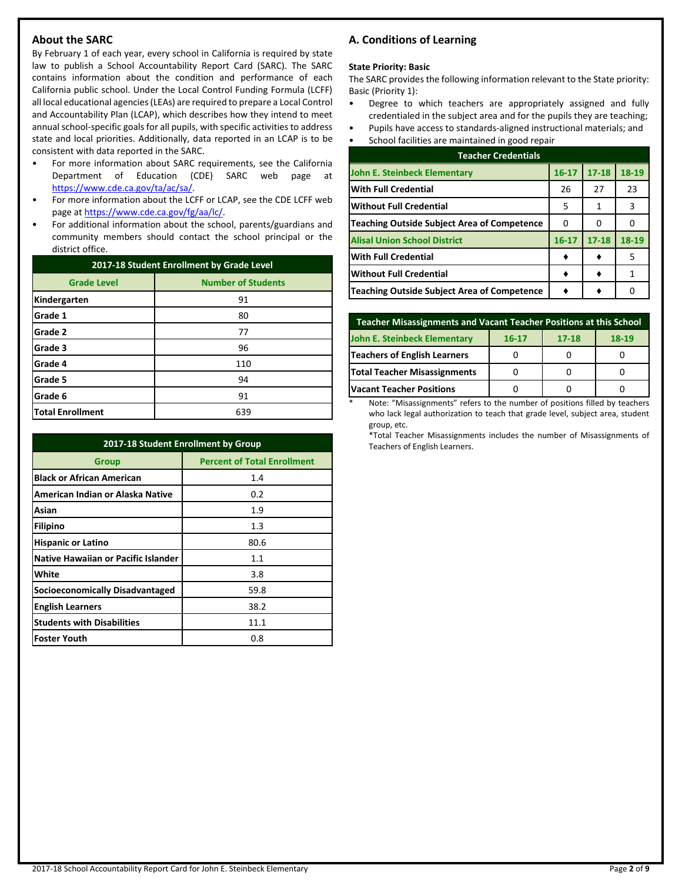## About the SARC

By February 1 of each year, every school in California is required by state law to publish a School Accountability Report Card (SARC). The SARC contains information about the condition and performance of each California public school. Under the Local Control Funding Formula (LCFF) all local educational agencies (LEAs) are required to prepare a Local Control and Accountability Plan (LCAP), which describes how they intend to meet annual school-specific goals for all pupils, with specific activities to address state and local priorities. Additionally, data reported in an LCAP is to be consistent with data reported in the SARC.

- For more information about SARC requirements, see the California Department of Education (CDE) SARC web page at https://www.cde.ca.gov/ta/ac/sa/.
- For more information about the LCFF or LCAP, see the CDE LCFF web page at https://www.cde.ca.gov/fg/aa/lc/.
- For additional information about the school, parents/guardians and community members should contact the school principal or the district office.

**2017-18 Student Enrollment by Grade Level**

| Grade Level | Number of Students |
|---|---|
| Kindergarten | 91 |
| Grade 1 | 80 |
| Grade 2 | 77 |
| Grade 3 | 96 |
| Grade 4 | 110 |
| Grade 5 | 94 |
| Grade 6 | 91 |
| Total Enrollment | 639 |

**2017-18 Student Enrollment by Group**

| Group | Percent of Total Enrollment |
|---|---|
| Black or African American | 1.4 |
| American Indian or Alaska Native | 0.2 |
| Asian | 1.9 |
| Filipino | 1.3 |
| Hispanic or Latino | 80.6 |
| Native Hawaiian or Pacific Islander | 1.1 |
| White | 3.8 |
| Socioeconomically Disadvantaged | 59.8 |
| English Learners | 38.2 |
| Students with Disabilities | 11.1 |
| Foster Youth | 0.8 |

## A. Conditions of Learning

**State Priority: Basic**

The SARC provides the following information relevant to the State priority: Basic (Priority 1):

- Degree to which teachers are appropriately assigned and fully credentialed in the subject area and for the pupils they are teaching;
- Pupils have access to standards-aligned instructional materials; and
- School facilities are maintained in good repair

**Teacher Credentials**

| John E. Steinbeck Elementary | 16-17 | 17-18 | 18-19 |
|---|---|---|---|
| With Full Credential | 26 | 27 | 23 |
| Without Full Credential | 5 | 1 | 3 |
| Teaching Outside Subject Area of Competence | 0 | 0 | 0 |
| **Alisal Union School District** | **16-17** | **17-18** | **18-19** |
| With Full Credential | ♦ | ♦ | 5 |
| Without Full Credential | ♦ | ♦ | 1 |
| Teaching Outside Subject Area of Competence | ♦ | ♦ | 0 |

**Teacher Misassignments and Vacant Teacher Positions at this School**

| John E. Steinbeck Elementary | 16-17 | 17-18 | 18-19 |
|---|---|---|---|
| Teachers of English Learners | 0 | 0 | 0 |
| Total Teacher Misassignments | 0 | 0 | 0 |
| Vacant Teacher Positions | 0 | 0 | 0 |

\* Note: "Misassignments" refers to the number of positions filled by teachers who lack legal authorization to teach that grade level, subject area, student group, etc.

*Total Teacher Misassignments includes the number of Misassignments of Teachers of English Learners.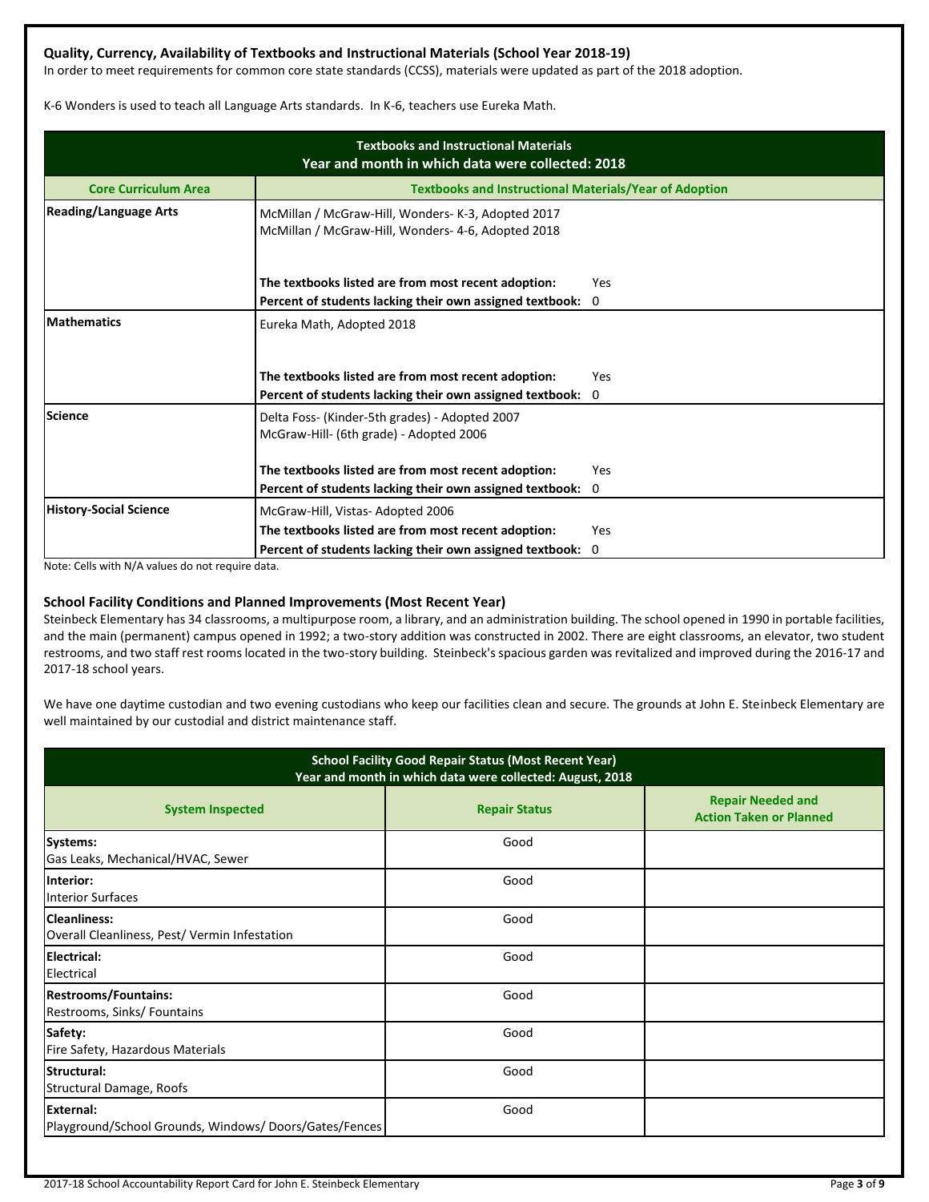### Quality, Currency, Availability of Textbooks and Instructional Materials (School Year 2018-19)

In order to meet requirements for common core state standards (CCSS), materials were updated as part of the 2018 adoption.

K-6 Wonders is used to teach all Language Arts standards. In K-6, teachers use Eureka Math.

| Textbooks and Instructional Materials<br>Year and month in which data were collected: 2018 | |
|---|---|
| **Core Curriculum Area** | **Textbooks and Instructional Materials/Year of Adoption** |
| **Reading/Language Arts** | McMillan / McGraw-Hill, Wonders- K-3, Adopted 2017<br>McMillan / McGraw-Hill, Wonders- 4-6, Adopted 2018<br><br>**The textbooks listed are from most recent adoption:** Yes<br>**Percent of students lacking their own assigned textbook:** 0 |
| **Mathematics** | Eureka Math, Adopted 2018<br><br>**The textbooks listed are from most recent adoption:** Yes<br>**Percent of students lacking their own assigned textbook:** 0 |
| **Science** | Delta Foss- (Kinder-5th grades) - Adopted 2007<br>McGraw-Hill- (6th grade) - Adopted 2006<br><br>**The textbooks listed are from most recent adoption:** Yes<br>**Percent of students lacking their own assigned textbook:** 0 |
| **History-Social Science** | McGraw-Hill, Vistas- Adopted 2006<br>**The textbooks listed are from most recent adoption:** Yes<br>**Percent of students lacking their own assigned textbook:** 0 |

Note: Cells with N/A values do not require data.

### School Facility Conditions and Planned Improvements (Most Recent Year)

Steinbeck Elementary has 34 classrooms, a multipurpose room, a library, and an administration building. The school opened in 1990 in portable facilities, and the main (permanent) campus opened in 1992; a two-story addition was constructed in 2002. There are eight classrooms, an elevator, two student restrooms, and two staff rest rooms located in the two-story building. Steinbeck's spacious garden was revitalized and improved during the 2016-17 and 2017-18 school years.

We have one daytime custodian and two evening custodians who keep our facilities clean and secure. The grounds at John E. Steinbeck Elementary are well maintained by our custodial and district maintenance staff.

| School Facility Good Repair Status (Most Recent Year)<br>Year and month in which data were collected: August, 2018 | | |
|---|---|---|
| **System Inspected** | **Repair Status** | **Repair Needed and Action Taken or Planned** |
| **Systems:**<br>Gas Leaks, Mechanical/HVAC, Sewer | Good | |
| **Interior:**<br>Interior Surfaces | Good | |
| **Cleanliness:**<br>Overall Cleanliness, Pest/ Vermin Infestation | Good | |
| **Electrical:**<br>Electrical | Good | |
| **Restrooms/Fountains:**<br>Restrooms, Sinks/ Fountains | Good | |
| **Safety:**<br>Fire Safety, Hazardous Materials | Good | |
| **Structural:**<br>Structural Damage, Roofs | Good | |
| **External:**<br>Playground/School Grounds, Windows/ Doors/Gates/Fences | Good | |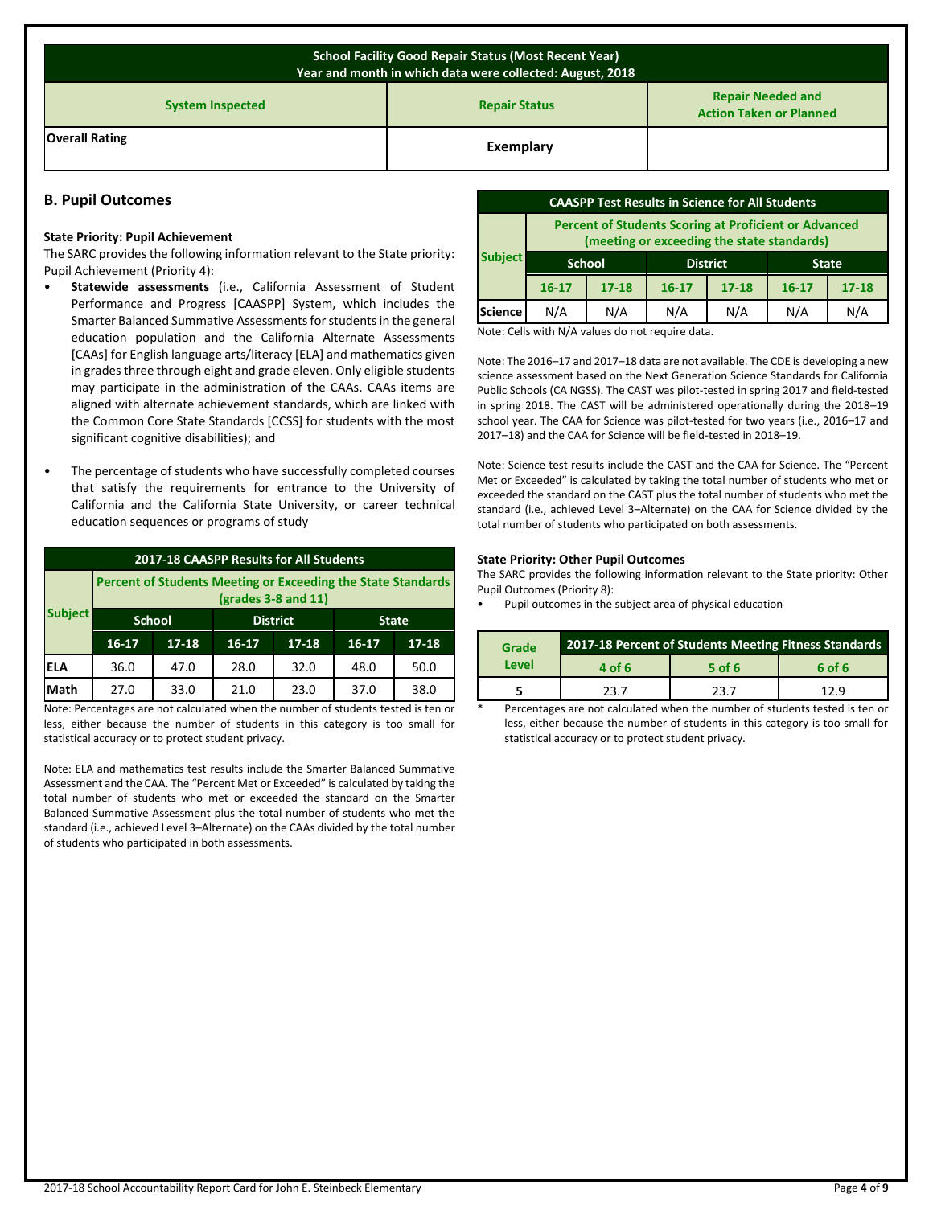| School Facility Good Repair Status (Most Recent Year) Year and month in which data were collected: August, 2018 | | |
|---|---|---|
| **System Inspected** | **Repair Status** | **Repair Needed and Action Taken or Planned** |
| **Overall Rating** | **Exemplary** | |

## B. Pupil Outcomes

**State Priority: Pupil Achievement**

The SARC provides the following information relevant to the State priority: Pupil Achievement (Priority 4):

- **Statewide assessments** (i.e., California Assessment of Student Performance and Progress [CAASPP] System, which includes the Smarter Balanced Summative Assessments for students in the general education population and the California Alternate Assessments [CAAs] for English language arts/literacy [ELA] and mathematics given in grades three through eight and grade eleven. Only eligible students may participate in the administration of the CAAs. CAAs items are aligned with alternate achievement standards, which are linked with the Common Core State Standards [CCSS] for students with the most significant cognitive disabilities); and
- The percentage of students who have successfully completed courses that satisfy the requirements for entrance to the University of California and the California State University, or career technical education sequences or programs of study

**2017-18 CAASPP Results for All Students**

| Subject | Percent of Students Meeting or Exceeding the State Standards (grades 3-8 and 11) | | | | | |
|---|---|---|---|---|---|---|
| | School | | District | | State | |
| | 16-17 | 17-18 | 16-17 | 17-18 | 16-17 | 17-18 |
| ELA | 36.0 | 47.0 | 28.0 | 32.0 | 48.0 | 50.0 |
| Math | 27.0 | 33.0 | 21.0 | 23.0 | 37.0 | 38.0 |

Note: Percentages are not calculated when the number of students tested is ten or less, either because the number of students in this category is too small for statistical accuracy or to protect student privacy.

Note: ELA and mathematics test results include the Smarter Balanced Summative Assessment and the CAA. The "Percent Met or Exceeded" is calculated by taking the total number of students who met or exceeded the standard on the Smarter Balanced Summative Assessment plus the total number of students who met the standard (i.e., achieved Level 3–Alternate) on the CAAs divided by the total number of students who participated in both assessments.

**CAASPP Test Results in Science for All Students**

| Subject | Percent of Students Scoring at Proficient or Advanced (meeting or exceeding the state standards) | | | | | |
|---|---|---|---|---|---|---|
| | School | | District | | State | |
| | 16-17 | 17-18 | 16-17 | 17-18 | 16-17 | 17-18 |
| Science | N/A | N/A | N/A | N/A | N/A | N/A |

Note: Cells with N/A values do not require data.

Note: The 2016–17 and 2017–18 data are not available. The CDE is developing a new science assessment based on the Next Generation Science Standards for California Public Schools (CA NGSS). The CAST was pilot-tested in spring 2017 and field-tested in spring 2018. The CAST will be administered operationally during the 2018–19 school year. The CAA for Science was pilot-tested for two years (i.e., 2016–17 and 2017–18) and the CAA for Science will be field-tested in 2018–19.

Note: Science test results include the CAST and the CAA for Science. The "Percent Met or Exceeded" is calculated by taking the total number of students who met or exceeded the standard on the CAST plus the total number of students who met the standard (i.e., achieved Level 3–Alternate) on the CAA for Science divided by the total number of students who participated on both assessments.

**State Priority: Other Pupil Outcomes**

The SARC provides the following information relevant to the State priority: Other Pupil Outcomes (Priority 8):

- Pupil outcomes in the subject area of physical education

| Grade Level | 2017-18 Percent of Students Meeting Fitness Standards | | |
|---|---|---|---|
| | 4 of 6 | 5 of 6 | 6 of 6 |
| 5 | 23.7 | 23.7 | 12.9 |

* Percentages are not calculated when the number of students tested is ten or less, either because the number of students in this category is too small for statistical accuracy or to protect student privacy.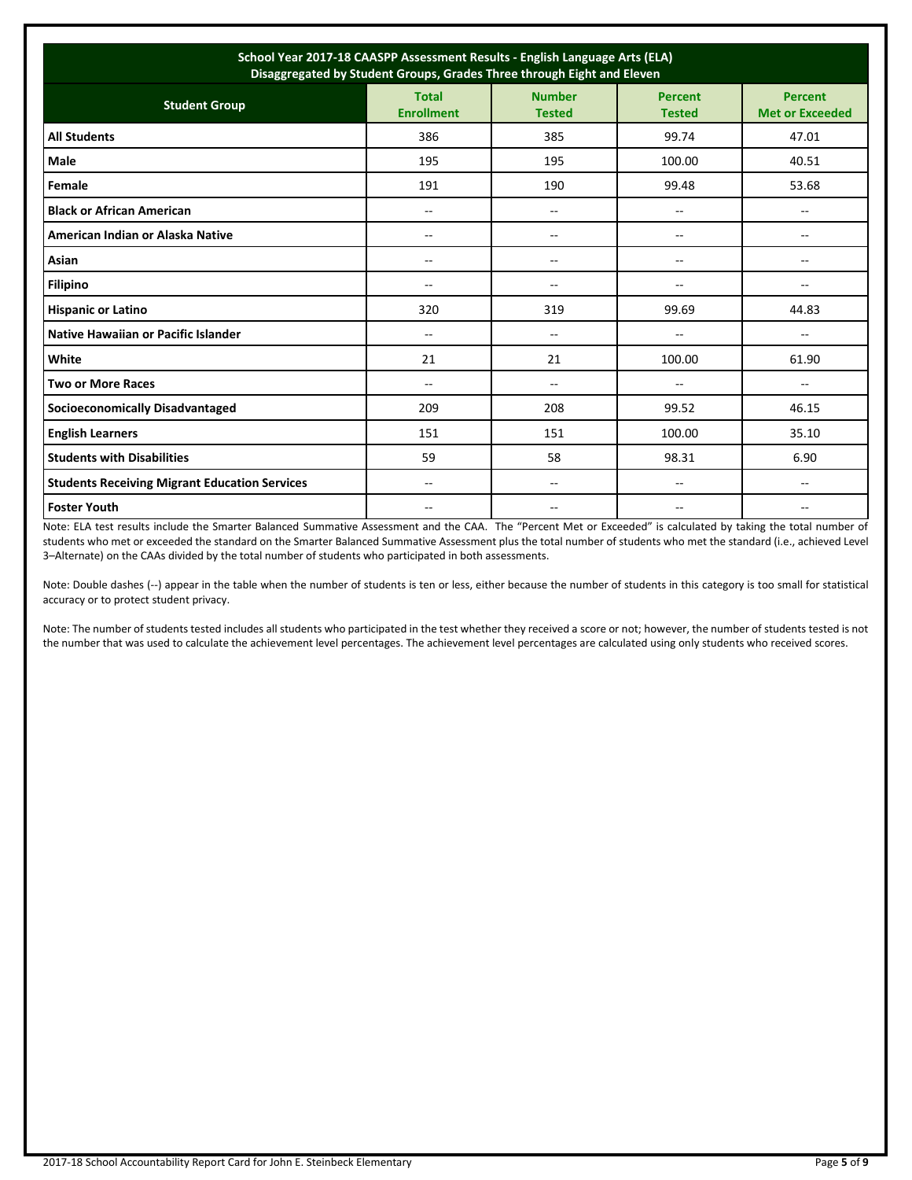| School Year 2017-18 CAASPP Assessment Results - English Language Arts (ELA) Disaggregated by Student Groups, Grades Three through Eight and Eleven | | | | |
|---|---|---|---|---|
| **Student Group** | **Total Enrollment** | **Number Tested** | **Percent Tested** | **Percent Met or Exceeded** |
| **All Students** | 386 | 385 | 99.74 | 47.01 |
| **Male** | 195 | 195 | 100.00 | 40.51 |
| **Female** | 191 | 190 | 99.48 | 53.68 |
| **Black or African American** | -- | -- | -- | -- |
| **American Indian or Alaska Native** | -- | -- | -- | -- |
| **Asian** | -- | -- | -- | -- |
| **Filipino** | -- | -- | -- | -- |
| **Hispanic or Latino** | 320 | 319 | 99.69 | 44.83 |
| **Native Hawaiian or Pacific Islander** | -- | -- | -- | -- |
| **White** | 21 | 21 | 100.00 | 61.90 |
| **Two or More Races** | -- | -- | -- | -- |
| **Socioeconomically Disadvantaged** | 209 | 208 | 99.52 | 46.15 |
| **English Learners** | 151 | 151 | 100.00 | 35.10 |
| **Students with Disabilities** | 59 | 58 | 98.31 | 6.90 |
| **Students Receiving Migrant Education Services** | -- | -- | -- | -- |
| **Foster Youth** | -- | -- | -- | -- |

Note: ELA test results include the Smarter Balanced Summative Assessment and the CAA. The "Percent Met or Exceeded" is calculated by taking the total number of students who met or exceeded the standard on the Smarter Balanced Summative Assessment plus the total number of students who met the standard (i.e., achieved Level 3–Alternate) on the CAAs divided by the total number of students who participated in both assessments.

Note: Double dashes (--) appear in the table when the number of students is ten or less, either because the number of students in this category is too small for statistical accuracy or to protect student privacy.

Note: The number of students tested includes all students who participated in the test whether they received a score or not; however, the number of students tested is not the number that was used to calculate the achievement level percentages. The achievement level percentages are calculated using only students who received scores.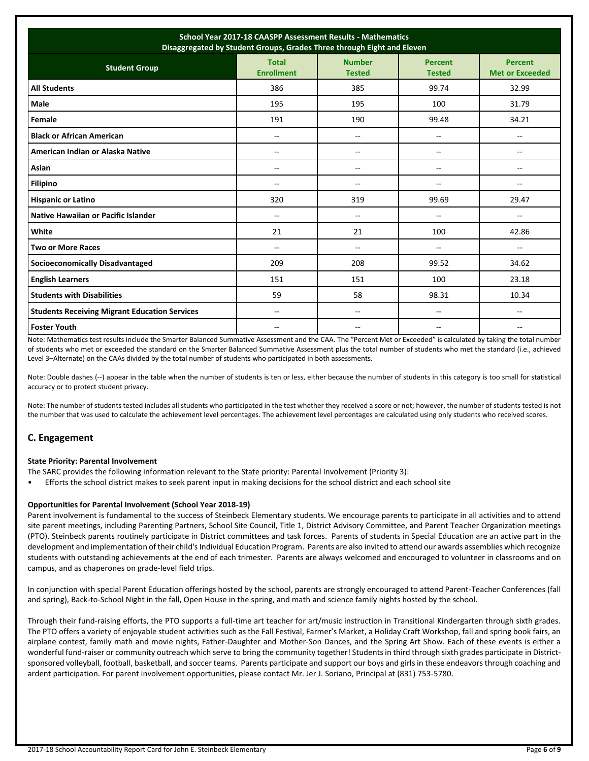| School Year 2017-18 CAASPP Assessment Results - Mathematics Disaggregated by Student Groups, Grades Three through Eight and Eleven | | | | |
|---|---|---|---|---|
| **Student Group** | **Total Enrollment** | **Number Tested** | **Percent Tested** | **Percent Met or Exceeded** |
| **All Students** | 386 | 385 | 99.74 | 32.99 |
| **Male** | 195 | 195 | 100 | 31.79 |
| **Female** | 191 | 190 | 99.48 | 34.21 |
| **Black or African American** | -- | -- | -- | -- |
| **American Indian or Alaska Native** | -- | -- | -- | -- |
| **Asian** | -- | -- | -- | -- |
| **Filipino** | -- | -- | -- | -- |
| **Hispanic or Latino** | 320 | 319 | 99.69 | 29.47 |
| **Native Hawaiian or Pacific Islander** | -- | -- | -- | -- |
| **White** | 21 | 21 | 100 | 42.86 |
| **Two or More Races** | -- | -- | -- | -- |
| **Socioeconomically Disadvantaged** | 209 | 208 | 99.52 | 34.62 |
| **English Learners** | 151 | 151 | 100 | 23.18 |
| **Students with Disabilities** | 59 | 58 | 98.31 | 10.34 |
| **Students Receiving Migrant Education Services** | -- | -- | -- | -- |
| **Foster Youth** | -- | -- | -- | -- |

Note: Mathematics test results include the Smarter Balanced Summative Assessment and the CAA. The "Percent Met or Exceeded" is calculated by taking the total number of students who met or exceeded the standard on the Smarter Balanced Summative Assessment plus the total number of students who met the standard (i.e., achieved Level 3–Alternate) on the CAAs divided by the total number of students who participated in both assessments.

Note: Double dashes (--) appear in the table when the number of students is ten or less, either because the number of students in this category is too small for statistical accuracy or to protect student privacy.

Note: The number of students tested includes all students who participated in the test whether they received a score or not; however, the number of students tested is not the number that was used to calculate the achievement level percentages. The achievement level percentages are calculated using only students who received scores.

## C. Engagement

**State Priority: Parental Involvement**

The SARC provides the following information relevant to the State priority: Parental Involvement (Priority 3):

- Efforts the school district makes to seek parent input in making decisions for the school district and each school site

**Opportunities for Parental Involvement (School Year 2018-19)**

Parent involvement is fundamental to the success of Steinbeck Elementary students. We encourage parents to participate in all activities and to attend site parent meetings, including Parenting Partners, School Site Council, Title 1, District Advisory Committee, and Parent Teacher Organization meetings (PTO). Steinbeck parents routinely participate in District committees and task forces. Parents of students in Special Education are an active part in the development and implementation of their child's Individual Education Program. Parents are also invited to attend our awards assemblies which recognize students with outstanding achievements at the end of each trimester. Parents are always welcomed and encouraged to volunteer in classrooms and on campus, and as chaperones on grade-level field trips.

In conjunction with special Parent Education offerings hosted by the school, parents are strongly encouraged to attend Parent-Teacher Conferences (fall and spring), Back-to-School Night in the fall, Open House in the spring, and math and science family nights hosted by the school.

Through their fund-raising efforts, the PTO supports a full-time art teacher for art/music instruction in Transitional Kindergarten through sixth grades. The PTO offers a variety of enjoyable student activities such as the Fall Festival, Farmer's Market, a Holiday Craft Workshop, fall and spring book fairs, an airplane contest, family math and movie nights, Father-Daughter and Mother-Son Dances, and the Spring Art Show. Each of these events is either a wonderful fund-raiser or community outreach which serve to bring the community together! Students in third through sixth grades participate in District-sponsored volleyball, football, basketball, and soccer teams. Parents participate and support our boys and girls in these endeavors through coaching and ardent participation. For parent involvement opportunities, please contact Mr. Jer J. Soriano, Principal at (831) 753-5780.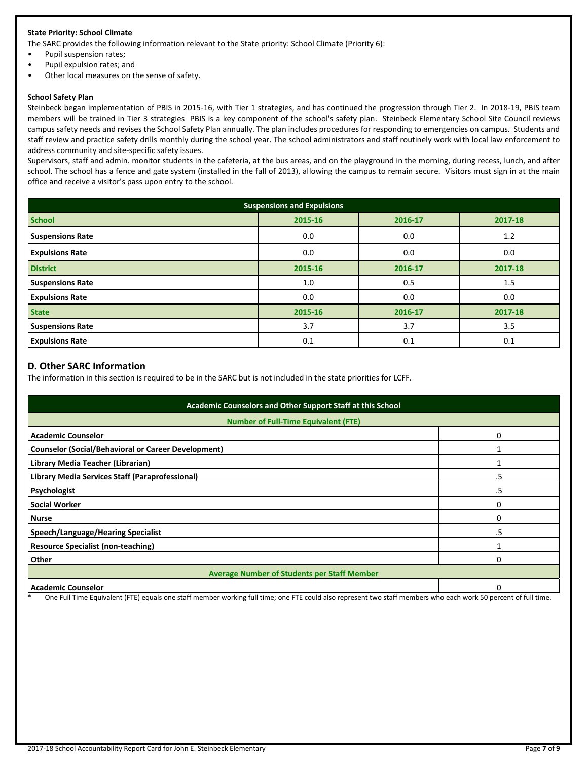**State Priority: School Climate**

The SARC provides the following information relevant to the State priority: School Climate (Priority 6):

- Pupil suspension rates;
- Pupil expulsion rates; and
- Other local measures on the sense of safety.

**School Safety Plan**

Steinbeck began implementation of PBIS in 2015-16, with Tier 1 strategies, and has continued the progression through Tier 2. In 2018-19, PBIS team members will be trained in Tier 3 strategies PBIS is a key component of the school's safety plan. Steinbeck Elementary School Site Council reviews campus safety needs and revises the School Safety Plan annually. The plan includes procedures for responding to emergencies on campus. Students and staff review and practice safety drills monthly during the school year. The school administrators and staff routinely work with local law enforcement to address community and site-specific safety issues.

Supervisors, staff and admin. monitor students in the cafeteria, at the bus areas, and on the playground in the morning, during recess, lunch, and after school. The school has a fence and gate system (installed in the fall of 2013), allowing the campus to remain secure. Visitors must sign in at the main office and receive a visitor's pass upon entry to the school.

| Suspensions and Expulsions | | | |
|---|---|---|---|
| **School** | **2015-16** | **2016-17** | **2017-18** |
| **Suspensions Rate** | 0.0 | 0.0 | 1.2 |
| **Expulsions Rate** | 0.0 | 0.0 | 0.0 |
| **District** | **2015-16** | **2016-17** | **2017-18** |
| **Suspensions Rate** | 1.0 | 0.5 | 1.5 |
| **Expulsions Rate** | 0.0 | 0.0 | 0.0 |
| **State** | **2015-16** | **2016-17** | **2017-18** |
| **Suspensions Rate** | 3.7 | 3.7 | 3.5 |
| **Expulsions Rate** | 0.1 | 0.1 | 0.1 |

## D. Other SARC Information

The information in this section is required to be in the SARC but is not included in the state priorities for LCFF.

| Academic Counselors and Other Support Staff at this School | |
|---|---|
| **Number of Full-Time Equivalent (FTE)** | |
| **Academic Counselor** | 0 |
| **Counselor (Social/Behavioral or Career Development)** | 1 |
| **Library Media Teacher (Librarian)** | 1 |
| **Library Media Services Staff (Paraprofessional)** | .5 |
| **Psychologist** | .5 |
| **Social Worker** | 0 |
| **Nurse** | 0 |
| **Speech/Language/Hearing Specialist** | .5 |
| **Resource Specialist (non-teaching)** | 1 |
| **Other** | 0 |
| **Average Number of Students per Staff Member** | |
| **Academic Counselor** | 0 |

\* One Full Time Equivalent (FTE) equals one staff member working full time; one FTE could also represent two staff members who each work 50 percent of full time.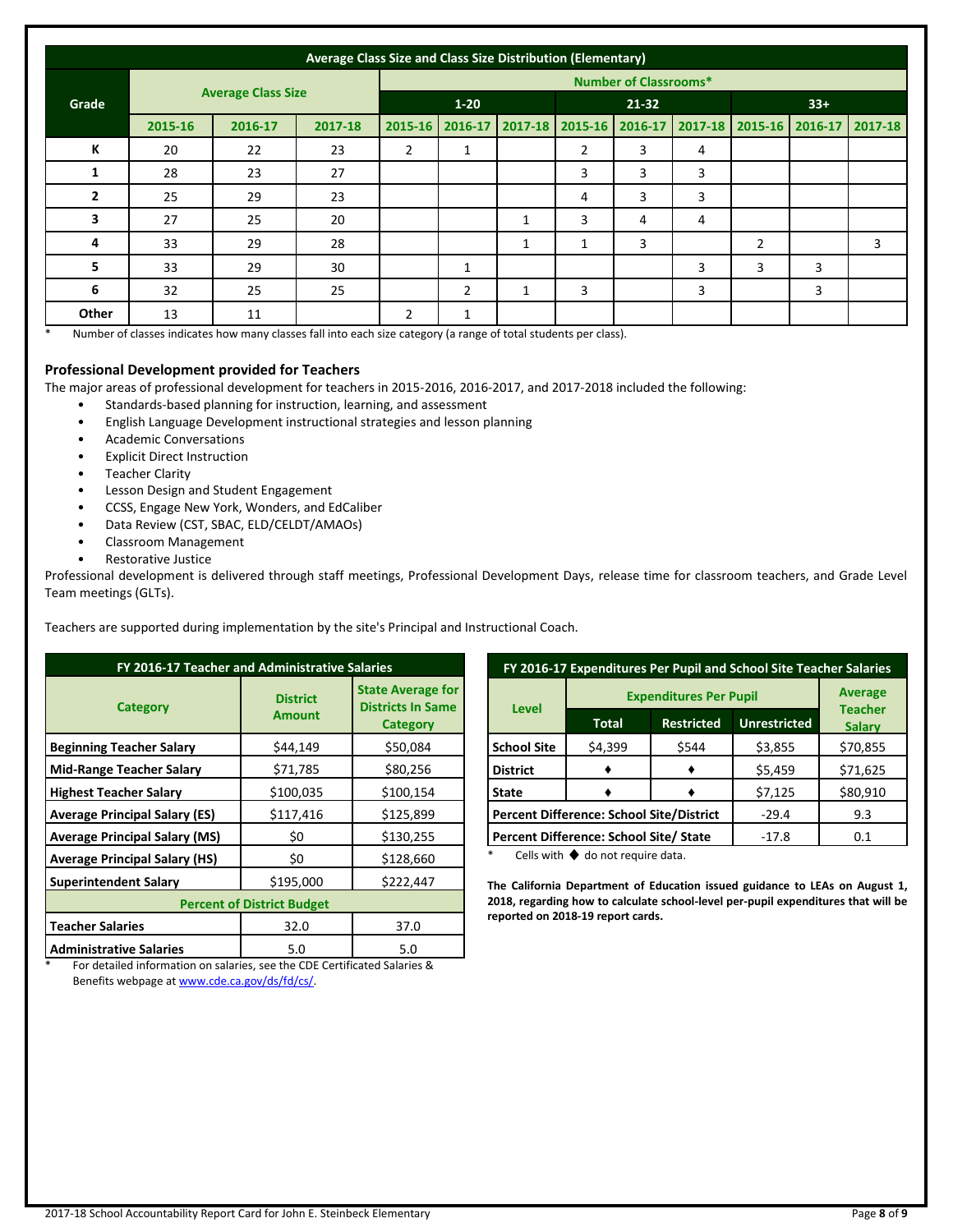| Average Class Size and Class Size Distribution (Elementary) | | | | | | | | | | | | |
|---|---|---|---|---|---|---|---|---|---|---|---|---|
| Grade | Average Class Size | | | Number of Classrooms* | | | | | | | | |
| | | | | 1-20 | | | 21-32 | | | 33+ | | |
| | 2015-16 | 2016-17 | 2017-18 | 2015-16 | 2016-17 | 2017-18 | 2015-16 | 2016-17 | 2017-18 | 2015-16 | 2016-17 | 2017-18 |
| K | 20 | 22 | 23 | 2 | 1 | | 2 | 3 | 4 | | | |
| 1 | 28 | 23 | 27 | | | | 3 | 3 | 3 | | | |
| 2 | 25 | 29 | 23 | | | | 4 | 3 | 3 | | | |
| 3 | 27 | 25 | 20 | | | 1 | 3 | 4 | 4 | | | |
| 4 | 33 | 29 | 28 | | | 1 | 1 | 3 | | 2 | | 3 |
| 5 | 33 | 29 | 30 | | 1 | | | | 3 | 3 | 3 | |
| 6 | 32 | 25 | 25 | | 2 | 1 | 3 | | 3 | | 3 | |
| Other | 13 | 11 | | 2 | 1 | | | | | | | |

\* Number of classes indicates how many classes fall into each size category (a range of total students per class).

### Professional Development provided for Teachers

The major areas of professional development for teachers in 2015-2016, 2016-2017, and 2017-2018 included the following:

- Standards-based planning for instruction, learning, and assessment
- English Language Development instructional strategies and lesson planning
- Academic Conversations
- Explicit Direct Instruction
- Teacher Clarity
- Lesson Design and Student Engagement
- CCSS, Engage New York, Wonders, and EdCaliber
- Data Review (CST, SBAC, ELD/CELDT/AMAOs)
- Classroom Management
- Restorative Justice

Professional development is delivered through staff meetings, Professional Development Days, release time for classroom teachers, and Grade Level Team meetings (GLTs).

Teachers are supported during implementation by the site's Principal and Instructional Coach.

| FY 2016-17 Teacher and Administrative Salaries | | |
|---|---|---|
| Category | District Amount | State Average for Districts In Same Category |
| Beginning Teacher Salary | $44,149 | $50,084 |
| Mid-Range Teacher Salary | $71,785 | $80,256 |
| Highest Teacher Salary | $100,035 | $100,154 |
| Average Principal Salary (ES) | $117,416 | $125,899 |
| Average Principal Salary (MS) | $0 | $130,255 |
| Average Principal Salary (HS) | $0 | $128,660 |
| Superintendent Salary | $195,000 | $222,447 |
| Percent of District Budget | | |
| Teacher Salaries | 32.0 | 37.0 |
| Administrative Salaries | 5.0 | 5.0 |

\* For detailed information on salaries, see the CDE Certificated Salaries & Benefits webpage at www.cde.ca.gov/ds/fd/cs/.

| FY 2016-17 Expenditures Per Pupil and School Site Teacher Salaries | | | | |
|---|---|---|---|---|
| Level | Expenditures Per Pupil | | | Average Teacher Salary |
| | Total | Restricted | Unrestricted | |
| School Site | $4,399 | $544 | $3,855 | $70,855 |
| District | ♦ | ♦ | $5,459 | $71,625 |
| State | ♦ | ♦ | $7,125 | $80,910 |
| Percent Difference: School Site/District | | | -29.4 | 9.3 |
| Percent Difference: School Site/ State | | | -17.8 | 0.1 |

\* Cells with ♦ do not require data.

**The California Department of Education issued guidance to LEAs on August 1, 2018, regarding how to calculate school-level per-pupil expenditures that will be reported on 2018-19 report cards.**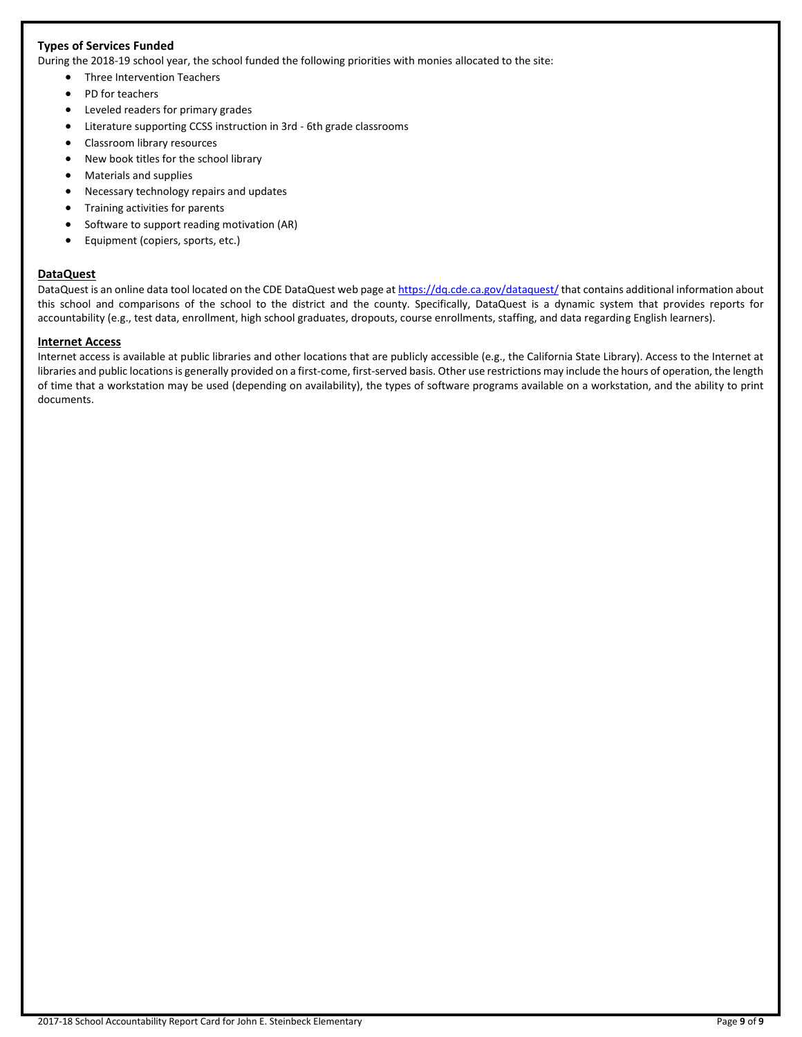### Types of Services Funded

During the 2018-19 school year, the school funded the following priorities with monies allocated to the site:

- Three Intervention Teachers
- PD for teachers
- Leveled readers for primary grades
- Literature supporting CCSS instruction in 3rd - 6th grade classrooms
- Classroom library resources
- New book titles for the school library
- Materials and supplies
- Necessary technology repairs and updates
- Training activities for parents
- Software to support reading motivation (AR)
- Equipment (copiers, sports, etc.)

### DataQuest

DataQuest is an online data tool located on the CDE DataQuest web page at https://dq.cde.ca.gov/dataquest/ that contains additional information about this school and comparisons of the school to the district and the county. Specifically, DataQuest is a dynamic system that provides reports for accountability (e.g., test data, enrollment, high school graduates, dropouts, course enrollments, staffing, and data regarding English learners).

### Internet Access

Internet access is available at public libraries and other locations that are publicly accessible (e.g., the California State Library). Access to the Internet at libraries and public locations is generally provided on a first-come, first-served basis. Other use restrictions may include the hours of operation, the length of time that a workstation may be used (depending on availability), the types of software programs available on a workstation, and the ability to print documents.